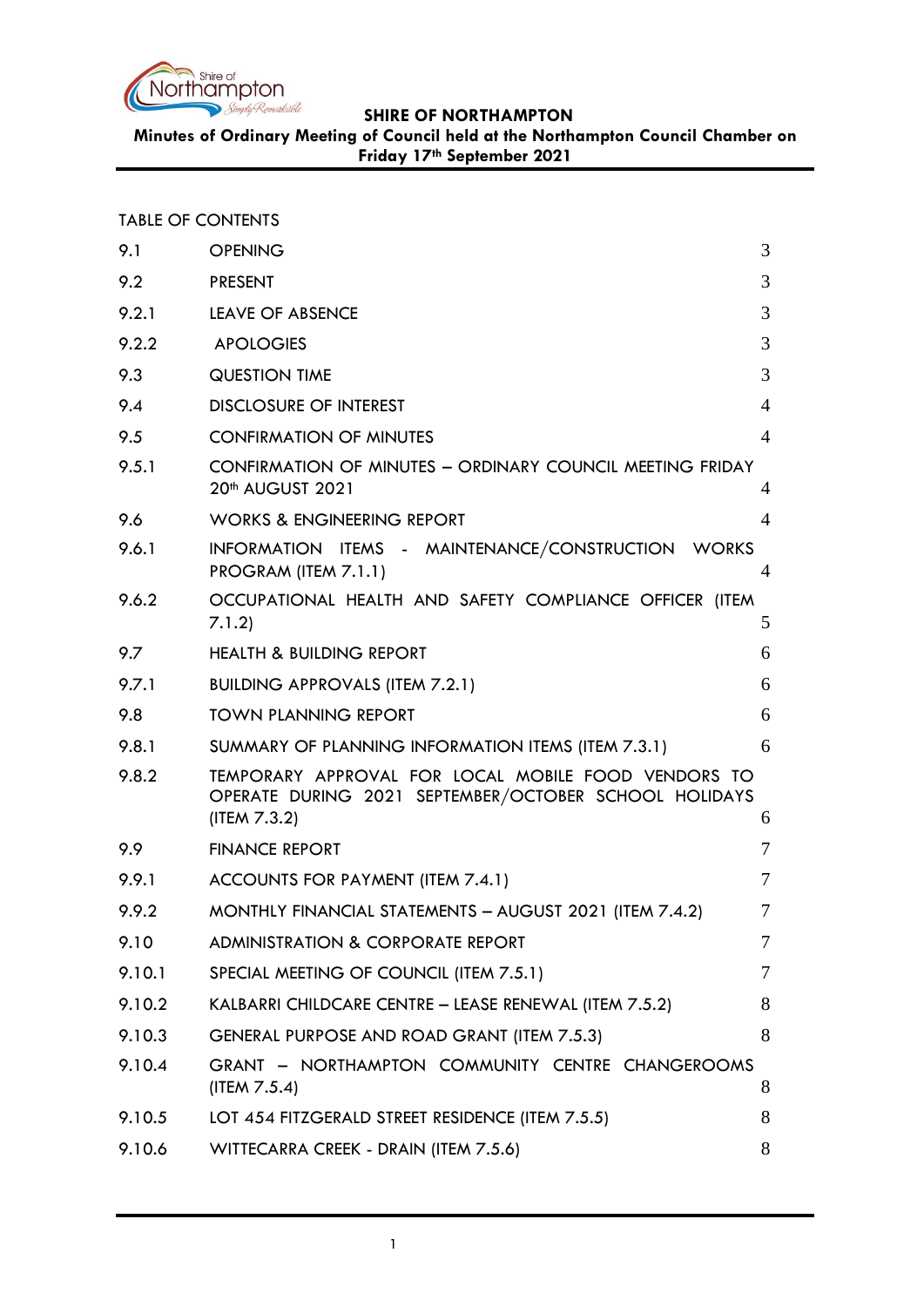# SHIRE OF NORTHAMPTON

**Minutes of Ordinary Meeting of Council held at the Northampton Council Chamber on Friday 17th September 2021**

TABLE OF CONTENTS

| | | |
|---|---|---|
| 9.1 | OPENING | 3 |
| 9.2 | PRESENT | 3 |
| 9.2.1 | LEAVE OF ABSENCE | 3 |
| 9.2.2 | APOLOGIES | 3 |
| 9.3 | QUESTION TIME | 3 |
| 9.4 | DISCLOSURE OF INTEREST | 4 |
| 9.5 | CONFIRMATION OF MINUTES | 4 |
| 9.5.1 | CONFIRMATION OF MINUTES – ORDINARY COUNCIL MEETING FRIDAY 20th AUGUST 2021 | 4 |
| 9.6 | WORKS & ENGINEERING REPORT | 4 |
| 9.6.1 | INFORMATION ITEMS - MAINTENANCE/CONSTRUCTION WORKS PROGRAM (ITEM 7.1.1) | 4 |
| 9.6.2 | OCCUPATIONAL HEALTH AND SAFETY COMPLIANCE OFFICER (ITEM 7.1.2) | 5 |
| 9.7 | HEALTH & BUILDING REPORT | 6 |
| 9.7.1 | BUILDING APPROVALS (ITEM 7.2.1) | 6 |
| 9.8 | TOWN PLANNING REPORT | 6 |
| 9.8.1 | SUMMARY OF PLANNING INFORMATION ITEMS (ITEM 7.3.1) | 6 |
| 9.8.2 | TEMPORARY APPROVAL FOR LOCAL MOBILE FOOD VENDORS TO OPERATE DURING 2021 SEPTEMBER/OCTOBER SCHOOL HOLIDAYS (ITEM 7.3.2) | 6 |
| 9.9 | FINANCE REPORT | 7 |
| 9.9.1 | ACCOUNTS FOR PAYMENT (ITEM 7.4.1) | 7 |
| 9.9.2 | MONTHLY FINANCIAL STATEMENTS – AUGUST 2021 (ITEM 7.4.2) | 7 |
| 9.10 | ADMINISTRATION & CORPORATE REPORT | 7 |
| 9.10.1 | SPECIAL MEETING OF COUNCIL (ITEM 7.5.1) | 7 |
| 9.10.2 | KALBARRI CHILDCARE CENTRE – LEASE RENEWAL (ITEM 7.5.2) | 8 |
| 9.10.3 | GENERAL PURPOSE AND ROAD GRANT (ITEM 7.5.3) | 8 |
| 9.10.4 | GRANT – NORTHAMPTON COMMUNITY CENTRE CHANGEROOMS (ITEM 7.5.4) | 8 |
| 9.10.5 | LOT 454 FITZGERALD STREET RESIDENCE (ITEM 7.5.5) | 8 |
| 9.10.6 | WITTECARRA CREEK - DRAIN (ITEM 7.5.6) | 8 |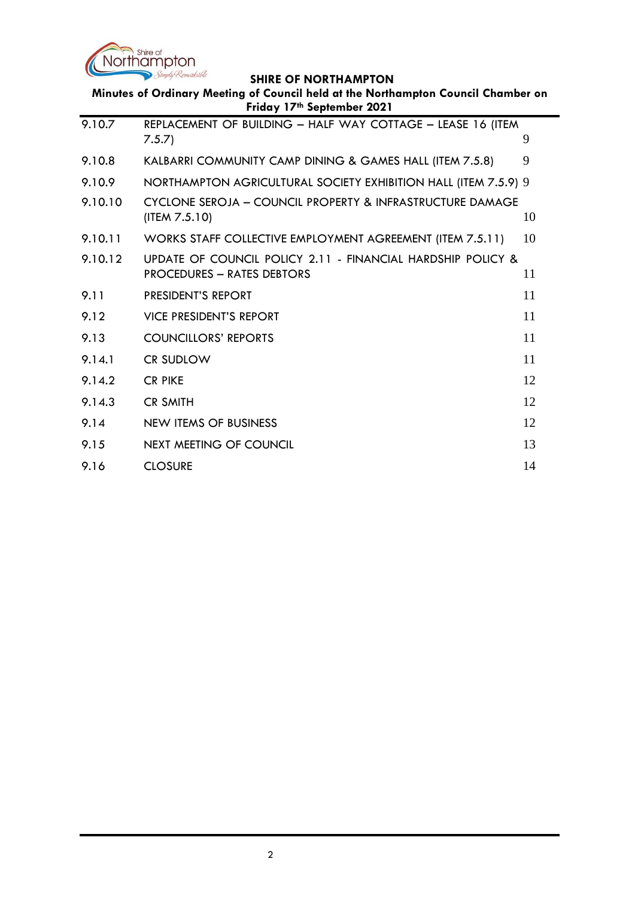| | | |
|---|---|---|
| 9.10.7 | REPLACEMENT OF BUILDING – HALF WAY COTTAGE – LEASE 16 (ITEM 7.5.7) | 9 |
| 9.10.8 | KALBARRI COMMUNITY CAMP DINING & GAMES HALL (ITEM 7.5.8) | 9 |
| 9.10.9 | NORTHAMPTON AGRICULTURAL SOCIETY EXHIBITION HALL (ITEM 7.5.9) | 9 |
| 9.10.10 | CYCLONE SEROJA – COUNCIL PROPERTY & INFRASTRUCTURE DAMAGE (ITEM 7.5.10) | 10 |
| 9.10.11 | WORKS STAFF COLLECTIVE EMPLOYMENT AGREEMENT (ITEM 7.5.11) | 10 |
| 9.10.12 | UPDATE OF COUNCIL POLICY 2.11 - FINANCIAL HARDSHIP POLICY & PROCEDURES – RATES DEBTORS | 11 |
| 9.11 | PRESIDENT'S REPORT | 11 |
| 9.12 | VICE PRESIDENT'S REPORT | 11 |
| 9.13 | COUNCILLORS' REPORTS | 11 |
| 9.14.1 | CR SUDLOW | 11 |
| 9.14.2 | CR PIKE | 12 |
| 9.14.3 | CR SMITH | 12 |
| 9.14 | NEW ITEMS OF BUSINESS | 12 |
| 9.15 | NEXT MEETING OF COUNCIL | 13 |
| 9.16 | CLOSURE | 14 |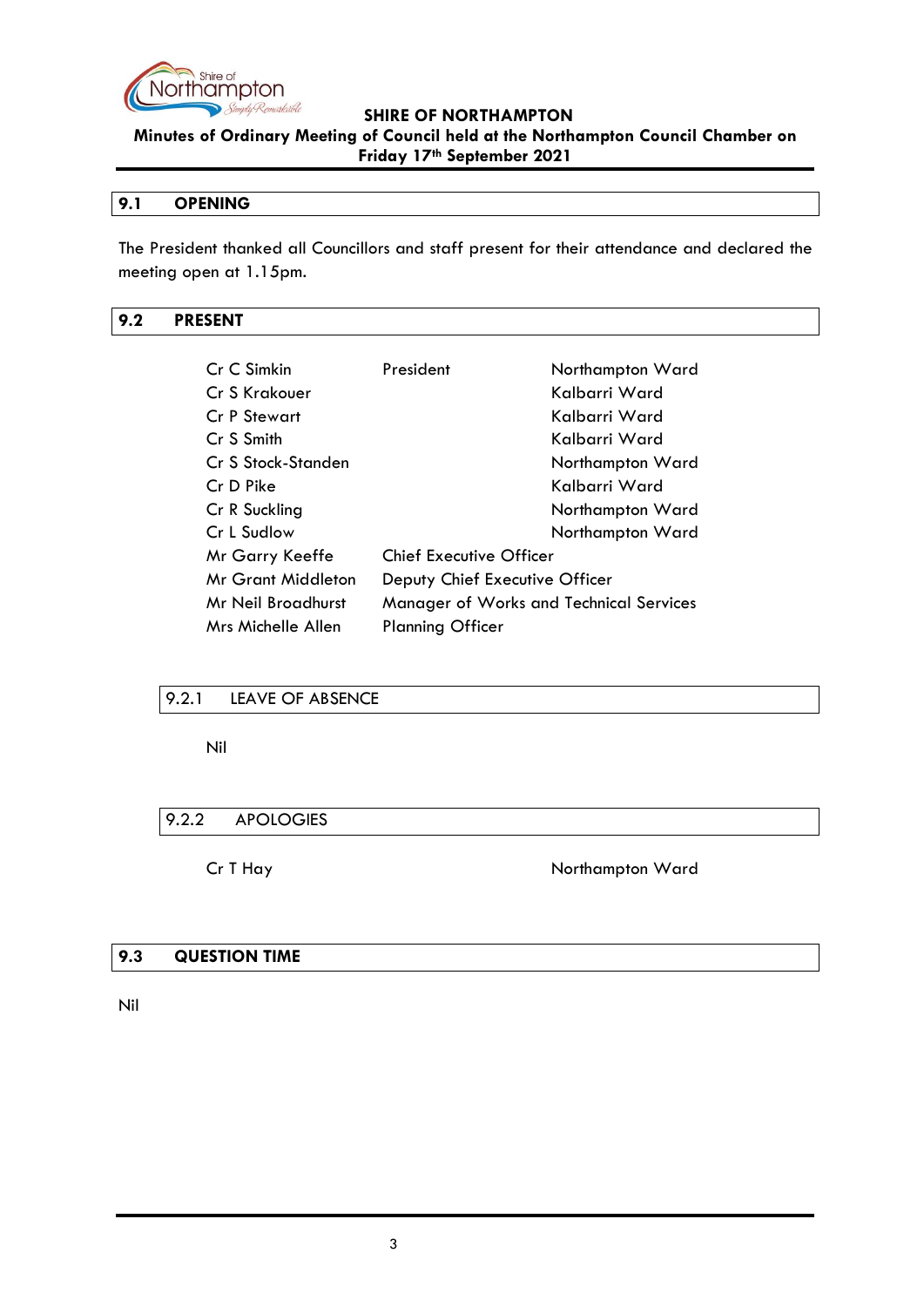## 9.1 OPENING

The President thanked all Councillors and staff present for their attendance and declared the meeting open at 1.15pm.

## 9.2 PRESENT

| | | |
|---|---|---|
| Cr C Simkin | President | Northampton Ward |
| Cr S Krakouer | | Kalbarri Ward |
| Cr P Stewart | | Kalbarri Ward |
| Cr S Smith | | Kalbarri Ward |
| Cr S Stock-Standen | | Northampton Ward |
| Cr D Pike | | Kalbarri Ward |
| Cr R Suckling | | Northampton Ward |
| Cr L Sudlow | | Northampton Ward |
| Mr Garry Keeffe | Chief Executive Officer | |
| Mr Grant Middleton | Deputy Chief Executive Officer | |
| Mr Neil Broadhurst | Manager of Works and Technical Services | |
| Mrs Michelle Allen | Planning Officer | |

### 9.2.1 LEAVE OF ABSENCE

Nil

### 9.2.2 APOLOGIES

| | |
|---|---|
| Cr T Hay | Northampton Ward |

## 9.3 QUESTION TIME

Nil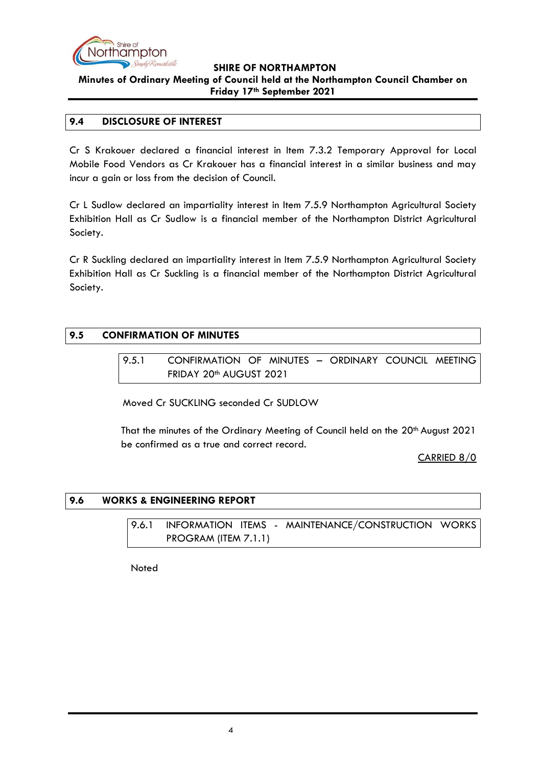## 9.4 DISCLOSURE OF INTEREST

Cr S Krakouer declared a financial interest in Item 7.3.2 Temporary Approval for Local Mobile Food Vendors as Cr Krakouer has a financial interest in a similar business and may incur a gain or loss from the decision of Council.

Cr L Sudlow declared an impartiality interest in Item 7.5.9 Northampton Agricultural Society Exhibition Hall as Cr Sudlow is a financial member of the Northampton District Agricultural Society.

Cr R Suckling declared an impartiality interest in Item 7.5.9 Northampton Agricultural Society Exhibition Hall as Cr Suckling is a financial member of the Northampton District Agricultural Society.

## 9.5 CONFIRMATION OF MINUTES

### 9.5.1 CONFIRMATION OF MINUTES – ORDINARY COUNCIL MEETING FRIDAY 20th AUGUST 2021

Moved Cr SUCKLING seconded Cr SUDLOW

That the minutes of the Ordinary Meeting of Council held on the 20th August 2021 be confirmed as a true and correct record.

CARRIED 8/0

## 9.6 WORKS & ENGINEERING REPORT

### 9.6.1 INFORMATION ITEMS - MAINTENANCE/CONSTRUCTION WORKS PROGRAM (ITEM 7.1.1)

Noted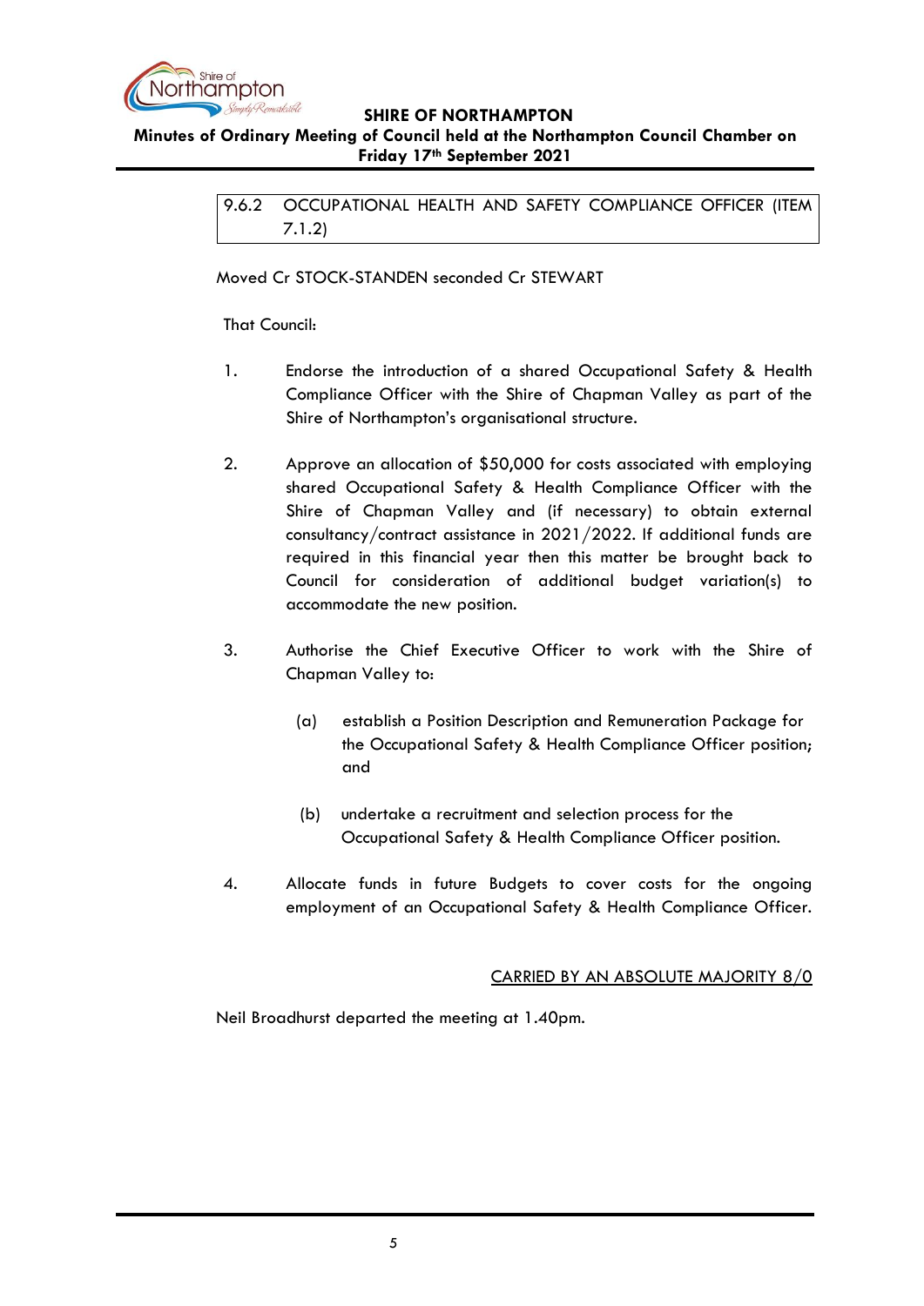## 9.6.2 OCCUPATIONAL HEALTH AND SAFETY COMPLIANCE OFFICER (ITEM 7.1.2)

Moved Cr STOCK-STANDEN seconded Cr STEWART

That Council:

1. Endorse the introduction of a shared Occupational Safety & Health Compliance Officer with the Shire of Chapman Valley as part of the Shire of Northampton's organisational structure.

2. Approve an allocation of $50,000 for costs associated with employing shared Occupational Safety & Health Compliance Officer with the Shire of Chapman Valley and (if necessary) to obtain external consultancy/contract assistance in 2021/2022. If additional funds are required in this financial year then this matter be brought back to Council for consideration of additional budget variation(s) to accommodate the new position.

3. Authorise the Chief Executive Officer to work with the Shire of Chapman Valley to:

   (a) establish a Position Description and Remuneration Package for the Occupational Safety & Health Compliance Officer position; and

   (b) undertake a recruitment and selection process for the Occupational Safety & Health Compliance Officer position.

4. Allocate funds in future Budgets to cover costs for the ongoing employment of an Occupational Safety & Health Compliance Officer.

<u>CARRIED BY AN ABSOLUTE MAJORITY 8/0</u>

Neil Broadhurst departed the meeting at 1.40pm.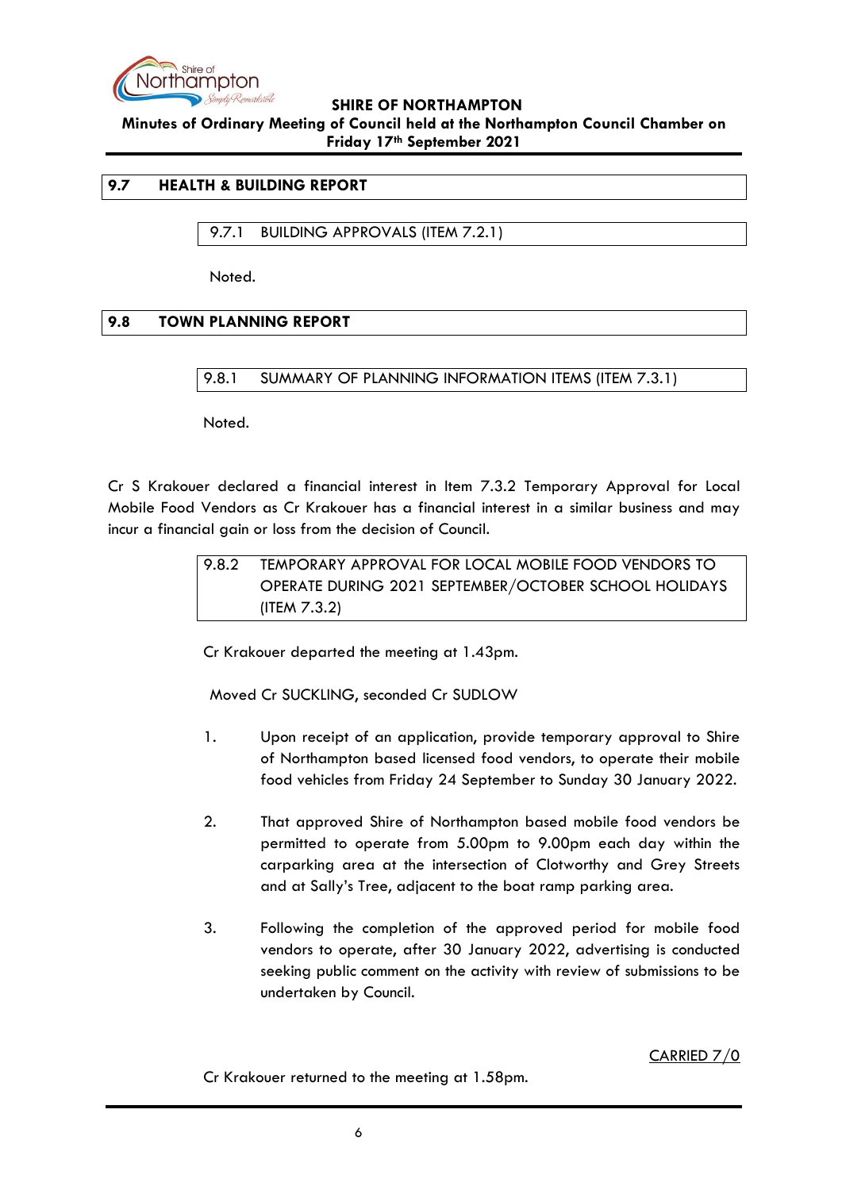## 9.7 HEALTH & BUILDING REPORT

### 9.7.1 BUILDING APPROVALS (ITEM 7.2.1)

Noted.

## 9.8 TOWN PLANNING REPORT

### 9.8.1 SUMMARY OF PLANNING INFORMATION ITEMS (ITEM 7.3.1)

Noted.

Cr S Krakouer declared a financial interest in Item 7.3.2 Temporary Approval for Local Mobile Food Vendors as Cr Krakouer has a financial interest in a similar business and may incur a financial gain or loss from the decision of Council.

### 9.8.2 TEMPORARY APPROVAL FOR LOCAL MOBILE FOOD VENDORS TO OPERATE DURING 2021 SEPTEMBER/OCTOBER SCHOOL HOLIDAYS (ITEM 7.3.2)

Cr Krakouer departed the meeting at 1.43pm.

Moved Cr SUCKLING, seconded Cr SUDLOW

1. Upon receipt of an application, provide temporary approval to Shire of Northampton based licensed food vendors, to operate their mobile food vehicles from Friday 24 September to Sunday 30 January 2022.

2. That approved Shire of Northampton based mobile food vendors be permitted to operate from 5.00pm to 9.00pm each day within the carparking area at the intersection of Clotworthy and Grey Streets and at Sally's Tree, adjacent to the boat ramp parking area.

3. Following the completion of the approved period for mobile food vendors to operate, after 30 January 2022, advertising is conducted seeking public comment on the activity with review of submissions to be undertaken by Council.

CARRIED 7/0

Cr Krakouer returned to the meeting at 1.58pm.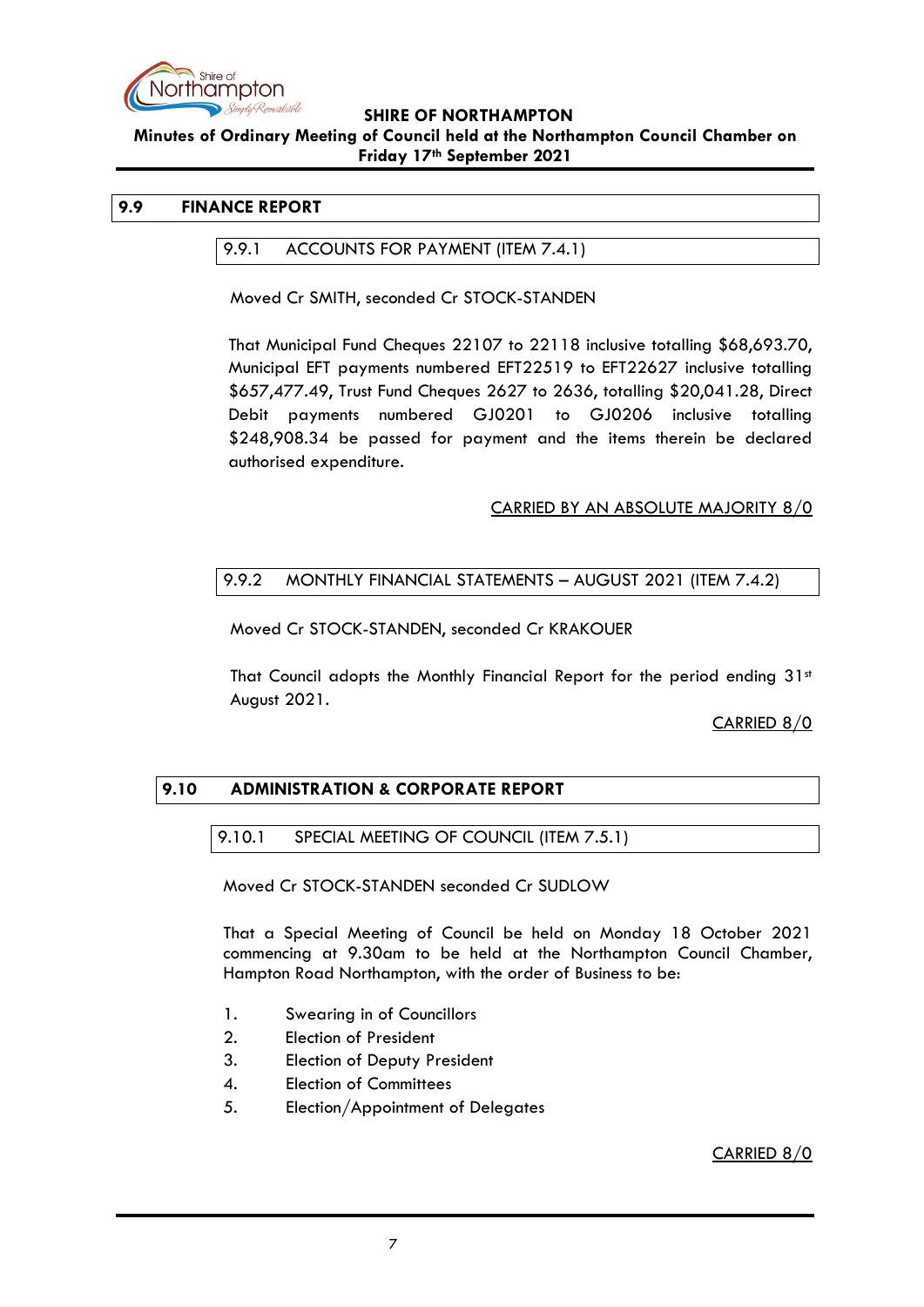## 9.9 FINANCE REPORT

### 9.9.1 ACCOUNTS FOR PAYMENT (ITEM 7.4.1)

Moved Cr SMITH, seconded Cr STOCK-STANDEN

That Municipal Fund Cheques 22107 to 22118 inclusive totalling $68,693.70, Municipal EFT payments numbered EFT22519 to EFT22627 inclusive totalling $657,477.49, Trust Fund Cheques 2627 to 2636, totalling $20,041.28, Direct Debit payments numbered GJ0201 to GJ0206 inclusive totalling $248,908.34 be passed for payment and the items therein be declared authorised expenditure.

CARRIED BY AN ABSOLUTE MAJORITY 8/0

### 9.9.2 MONTHLY FINANCIAL STATEMENTS – AUGUST 2021 (ITEM 7.4.2)

Moved Cr STOCK-STANDEN, seconded Cr KRAKOUER

That Council adopts the Monthly Financial Report for the period ending 31st August 2021.

CARRIED 8/0

## 9.10 ADMINISTRATION & CORPORATE REPORT

### 9.10.1 SPECIAL MEETING OF COUNCIL (ITEM 7.5.1)

Moved Cr STOCK-STANDEN seconded Cr SUDLOW

That a Special Meeting of Council be held on Monday 18 October 2021 commencing at 9.30am to be held at the Northampton Council Chamber, Hampton Road Northampton, with the order of Business to be:

1. Swearing in of Councillors
2. Election of President
3. Election of Deputy President
4. Election of Committees
5. Election/Appointment of Delegates

CARRIED 8/0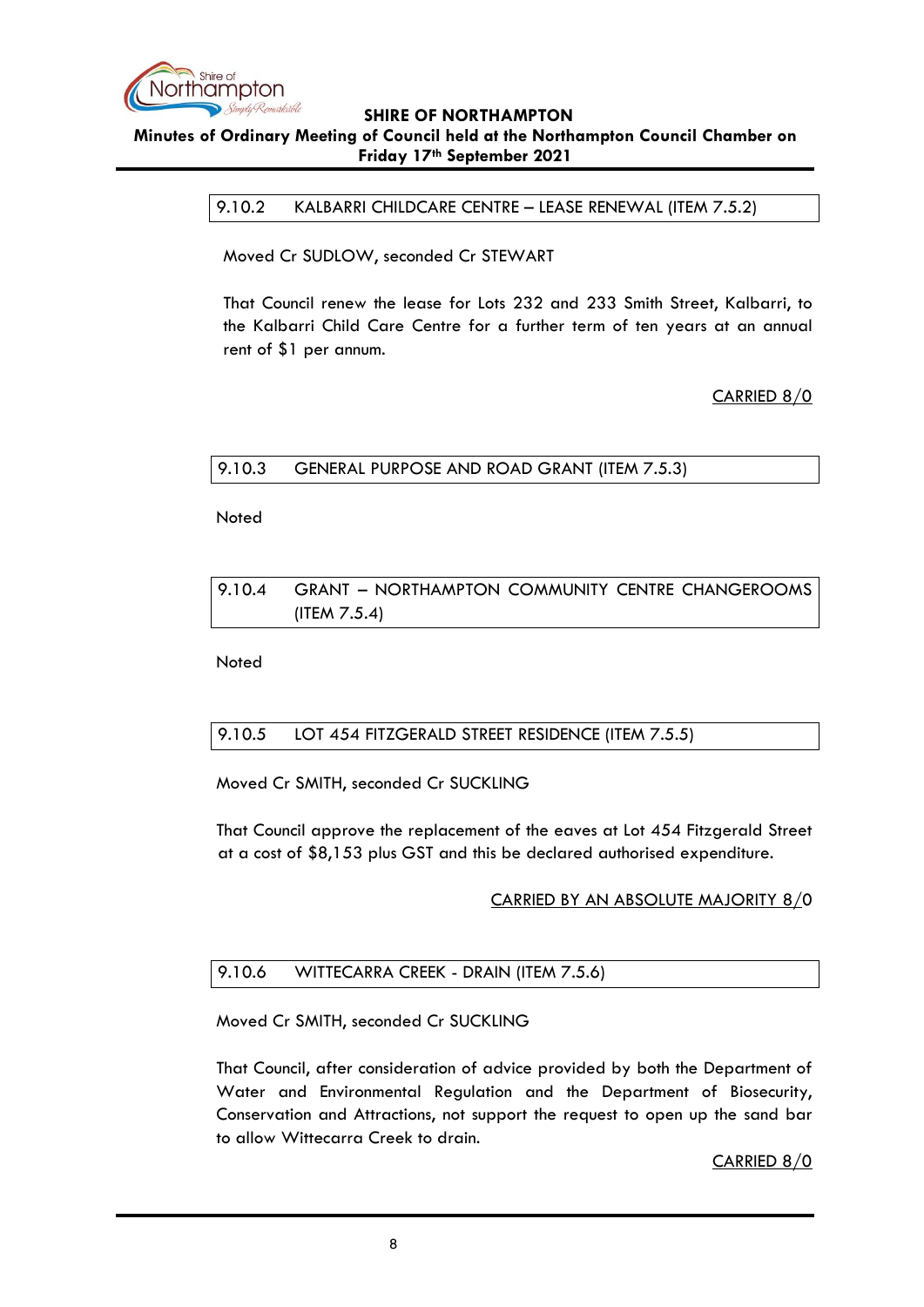### 9.10.2 KALBARRI CHILDCARE CENTRE – LEASE RENEWAL (ITEM 7.5.2)

Moved Cr SUDLOW, seconded Cr STEWART

That Council renew the lease for Lots 232 and 233 Smith Street, Kalbarri, to the Kalbarri Child Care Centre for a further term of ten years at an annual rent of $1 per annum.

CARRIED 8/0

### 9.10.3 GENERAL PURPOSE AND ROAD GRANT (ITEM 7.5.3)

Noted

### 9.10.4 GRANT – NORTHAMPTON COMMUNITY CENTRE CHANGEROOMS (ITEM 7.5.4)

Noted

### 9.10.5 LOT 454 FITZGERALD STREET RESIDENCE (ITEM 7.5.5)

Moved Cr SMITH, seconded Cr SUCKLING

That Council approve the replacement of the eaves at Lot 454 Fitzgerald Street at a cost of $8,153 plus GST and this be declared authorised expenditure.

CARRIED BY AN ABSOLUTE MAJORITY 8/0

### 9.10.6 WITTECARRA CREEK - DRAIN (ITEM 7.5.6)

Moved Cr SMITH, seconded Cr SUCKLING

That Council, after consideration of advice provided by both the Department of Water and Environmental Regulation and the Department of Biosecurity, Conservation and Attractions, not support the request to open up the sand bar to allow Wittecarra Creek to drain.

CARRIED 8/0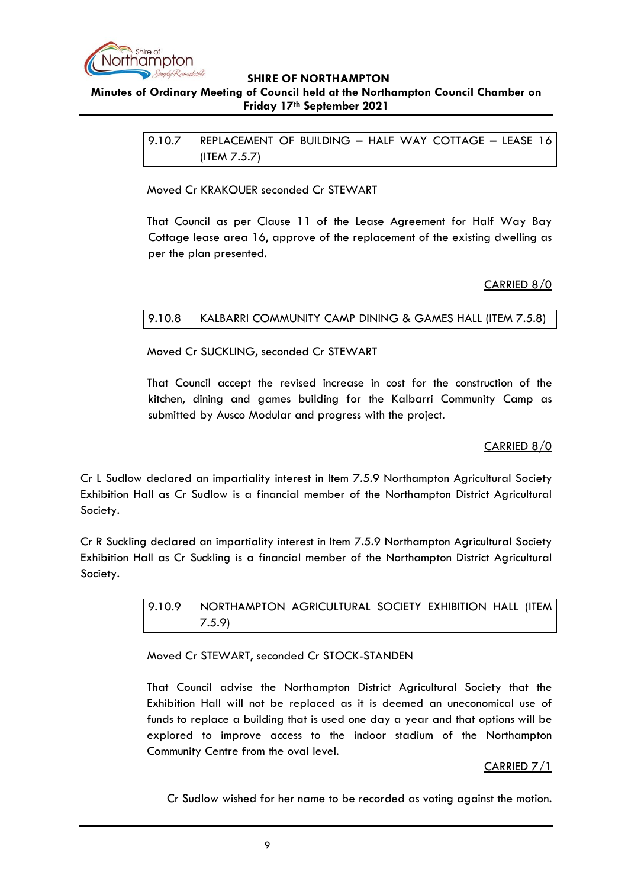### 9.10.7 REPLACEMENT OF BUILDING – HALF WAY COTTAGE – LEASE 16 (ITEM 7.5.7)

Moved Cr KRAKOUER seconded Cr STEWART

That Council as per Clause 11 of the Lease Agreement for Half Way Bay Cottage lease area 16, approve of the replacement of the existing dwelling as per the plan presented.

CARRIED 8/0

### 9.10.8 KALBARRI COMMUNITY CAMP DINING & GAMES HALL (ITEM 7.5.8)

Moved Cr SUCKLING, seconded Cr STEWART

That Council accept the revised increase in cost for the construction of the kitchen, dining and games building for the Kalbarri Community Camp as submitted by Ausco Modular and progress with the project.

CARRIED 8/0

Cr L Sudlow declared an impartiality interest in Item 7.5.9 Northampton Agricultural Society Exhibition Hall as Cr Sudlow is a financial member of the Northampton District Agricultural Society.

Cr R Suckling declared an impartiality interest in Item 7.5.9 Northampton Agricultural Society Exhibition Hall as Cr Suckling is a financial member of the Northampton District Agricultural Society.

### 9.10.9 NORTHAMPTON AGRICULTURAL SOCIETY EXHIBITION HALL (ITEM 7.5.9)

Moved Cr STEWART, seconded Cr STOCK-STANDEN

That Council advise the Northampton District Agricultural Society that the Exhibition Hall will not be replaced as it is deemed an uneconomical use of funds to replace a building that is used one day a year and that options will be explored to improve access to the indoor stadium of the Northampton Community Centre from the oval level.

CARRIED 7/1

Cr Sudlow wished for her name to be recorded as voting against the motion.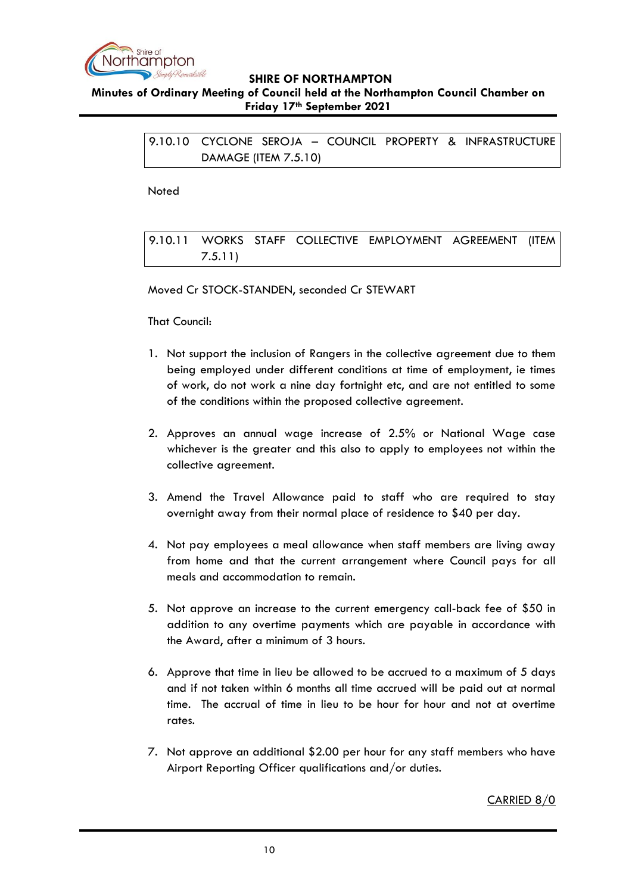### 9.10.10 CYCLONE SEROJA – COUNCIL PROPERTY & INFRASTRUCTURE DAMAGE (ITEM 7.5.10)

Noted

### 9.10.11 WORKS STAFF COLLECTIVE EMPLOYMENT AGREEMENT (ITEM 7.5.11)

Moved Cr STOCK-STANDEN, seconded Cr STEWART

That Council:

1. Not support the inclusion of Rangers in the collective agreement due to them being employed under different conditions at time of employment, ie times of work, do not work a nine day fortnight etc, and are not entitled to some of the conditions within the proposed collective agreement.

2. Approves an annual wage increase of 2.5% or National Wage case whichever is the greater and this also to apply to employees not within the collective agreement.

3. Amend the Travel Allowance paid to staff who are required to stay overnight away from their normal place of residence to $40 per day.

4. Not pay employees a meal allowance when staff members are living away from home and that the current arrangement where Council pays for all meals and accommodation to remain.

5. Not approve an increase to the current emergency call-back fee of $50 in addition to any overtime payments which are payable in accordance with the Award, after a minimum of 3 hours.

6. Approve that time in lieu be allowed to be accrued to a maximum of 5 days and if not taken within 6 months all time accrued will be paid out at normal time. The accrual of time in lieu to be hour for hour and not at overtime rates.

7. Not approve an additional $2.00 per hour for any staff members who have Airport Reporting Officer qualifications and/or duties.

CARRIED 8/0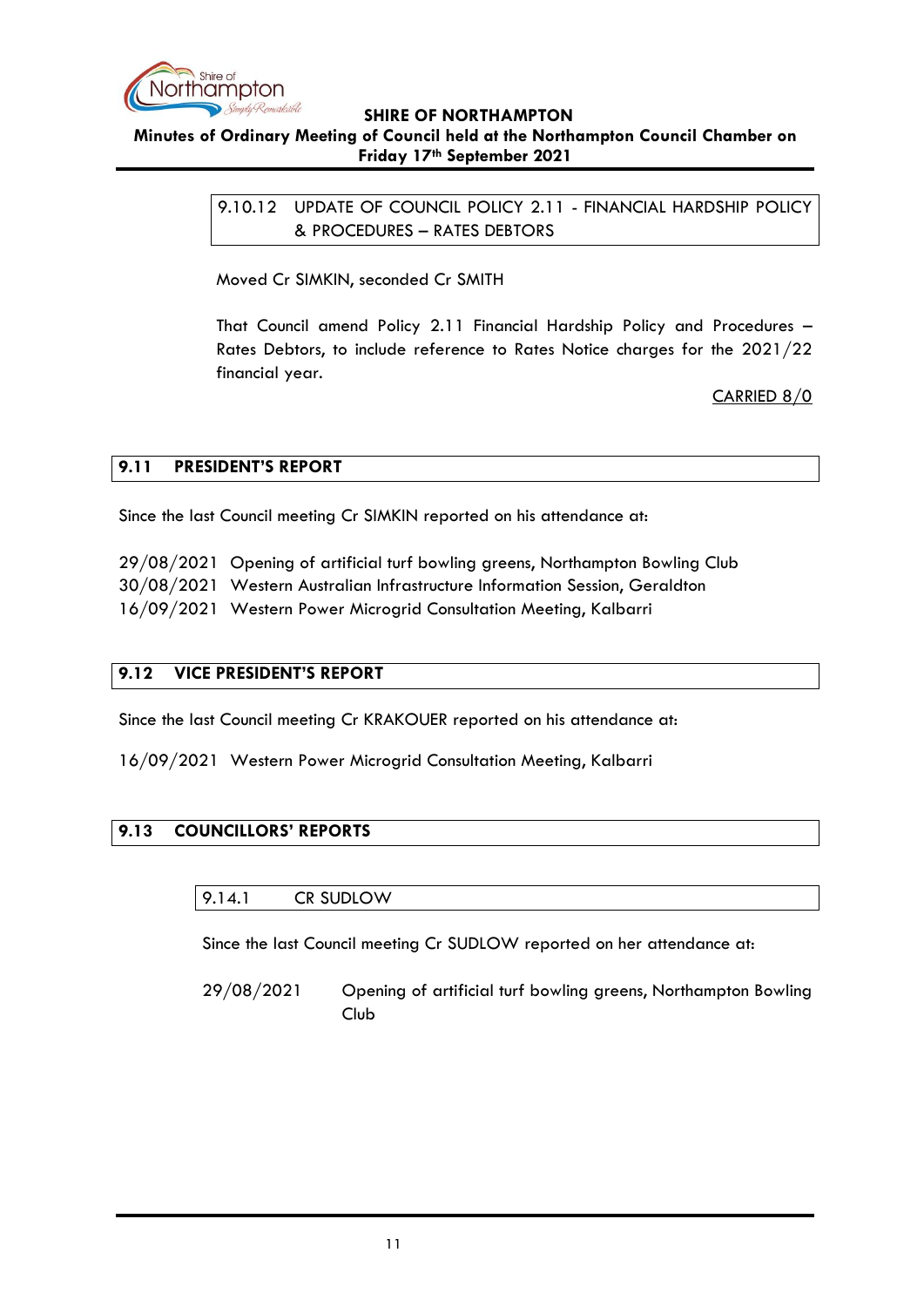### 9.10.12 UPDATE OF COUNCIL POLICY 2.11 - FINANCIAL HARDSHIP POLICY & PROCEDURES – RATES DEBTORS

Moved Cr SIMKIN, seconded Cr SMITH

That Council amend Policy 2.11 Financial Hardship Policy and Procedures – Rates Debtors, to include reference to Rates Notice charges for the 2021/22 financial year.

CARRIED 8/0

## 9.11 PRESIDENT'S REPORT

Since the last Council meeting Cr SIMKIN reported on his attendance at:

29/08/2021 Opening of artificial turf bowling greens, Northampton Bowling Club
30/08/2021 Western Australian Infrastructure Information Session, Geraldton
16/09/2021 Western Power Microgrid Consultation Meeting, Kalbarri

## 9.12 VICE PRESIDENT'S REPORT

Since the last Council meeting Cr KRAKOUER reported on his attendance at:

16/09/2021 Western Power Microgrid Consultation Meeting, Kalbarri

## 9.13 COUNCILLORS' REPORTS

### 9.14.1 CR SUDLOW

Since the last Council meeting Cr SUDLOW reported on her attendance at:

29/08/2021 Opening of artificial turf bowling greens, Northampton Bowling Club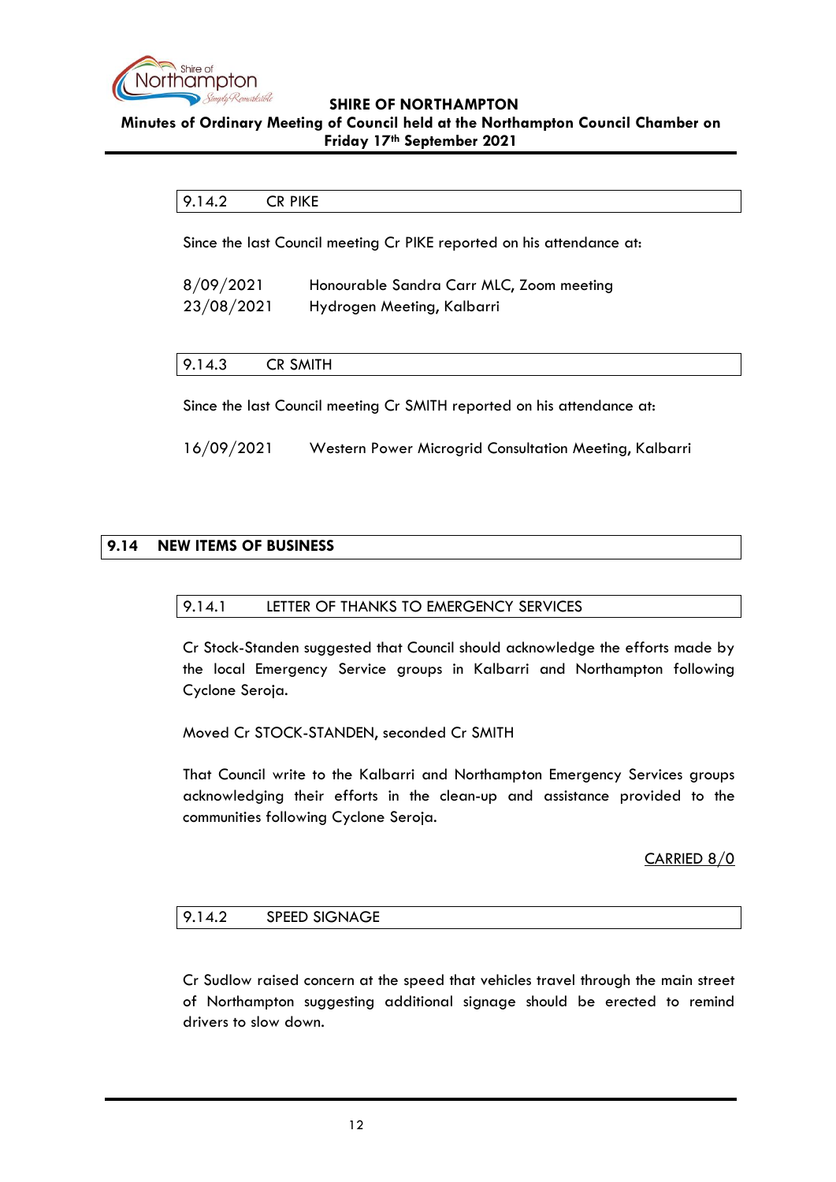### 9.14.2 CR PIKE

Since the last Council meeting Cr PIKE reported on his attendance at:

8/09/2021 Honourable Sandra Carr MLC, Zoom meeting
23/08/2021 Hydrogen Meeting, Kalbarri

### 9.14.3 CR SMITH

Since the last Council meeting Cr SMITH reported on his attendance at:

16/09/2021 Western Power Microgrid Consultation Meeting, Kalbarri

## 9.14 NEW ITEMS OF BUSINESS

### 9.14.1 LETTER OF THANKS TO EMERGENCY SERVICES

Cr Stock-Standen suggested that Council should acknowledge the efforts made by the local Emergency Service groups in Kalbarri and Northampton following Cyclone Seroja.

Moved Cr STOCK-STANDEN, seconded Cr SMITH

That Council write to the Kalbarri and Northampton Emergency Services groups acknowledging their efforts in the clean-up and assistance provided to the communities following Cyclone Seroja.

CARRIED 8/0

### 9.14.2 SPEED SIGNAGE

Cr Sudlow raised concern at the speed that vehicles travel through the main street of Northampton suggesting additional signage should be erected to remind drivers to slow down.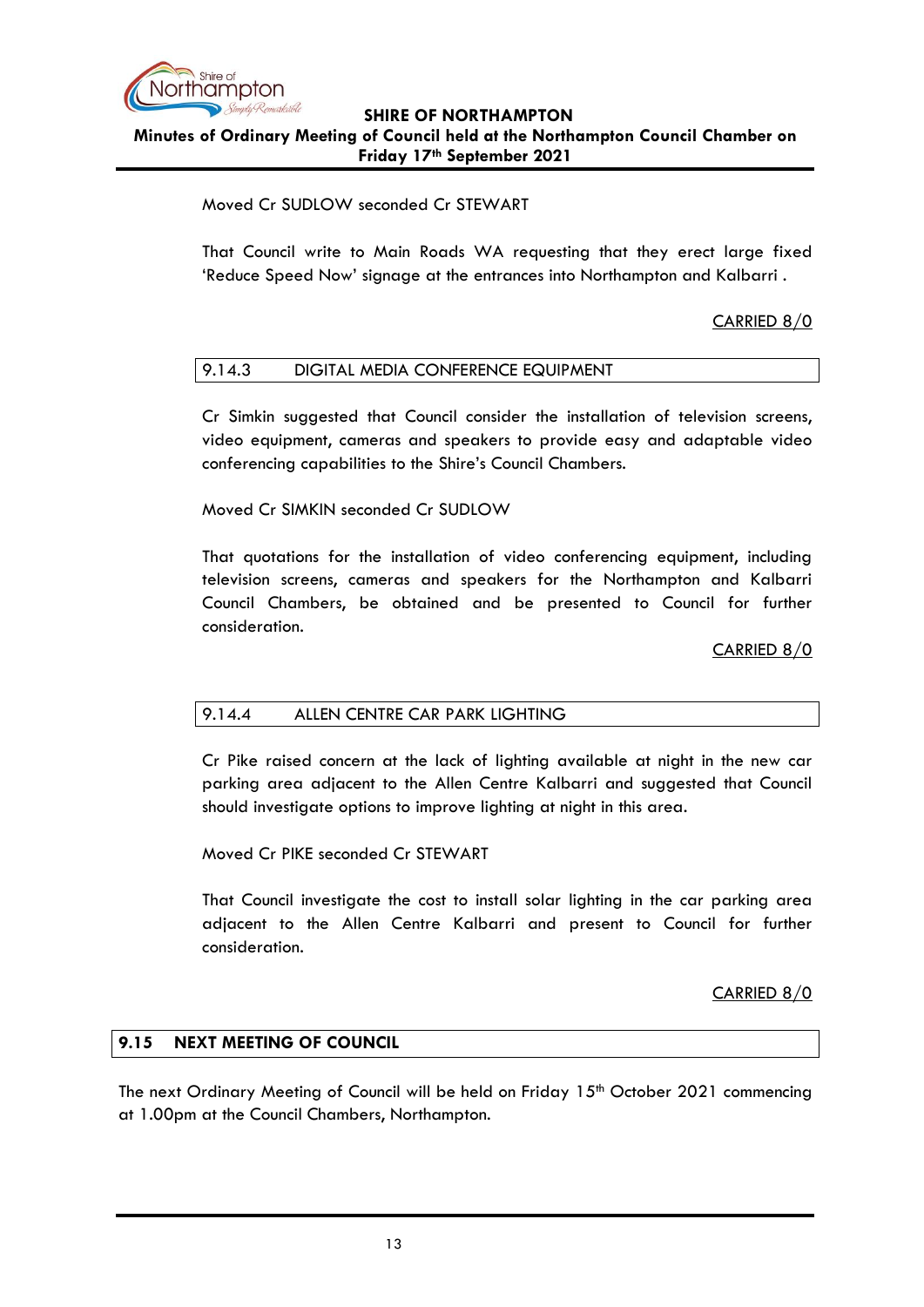Moved Cr SUDLOW seconded Cr STEWART

That Council write to Main Roads WA requesting that they erect large fixed 'Reduce Speed Now' signage at the entrances into Northampton and Kalbarri .

CARRIED 8/0

#### 9.14.3 DIGITAL MEDIA CONFERENCE EQUIPMENT

Cr Simkin suggested that Council consider the installation of television screens, video equipment, cameras and speakers to provide easy and adaptable video conferencing capabilities to the Shire's Council Chambers.

Moved Cr SIMKIN seconded Cr SUDLOW

That quotations for the installation of video conferencing equipment, including television screens, cameras and speakers for the Northampton and Kalbarri Council Chambers, be obtained and be presented to Council for further consideration.

CARRIED 8/0

#### 9.14.4 ALLEN CENTRE CAR PARK LIGHTING

Cr Pike raised concern at the lack of lighting available at night in the new car parking area adjacent to the Allen Centre Kalbarri and suggested that Council should investigate options to improve lighting at night in this area.

Moved Cr PIKE seconded Cr STEWART

That Council investigate the cost to install solar lighting in the car parking area adjacent to the Allen Centre Kalbarri and present to Council for further consideration.

CARRIED 8/0

## 9.15 NEXT MEETING OF COUNCIL

The next Ordinary Meeting of Council will be held on Friday 15th October 2021 commencing at 1.00pm at the Council Chambers, Northampton.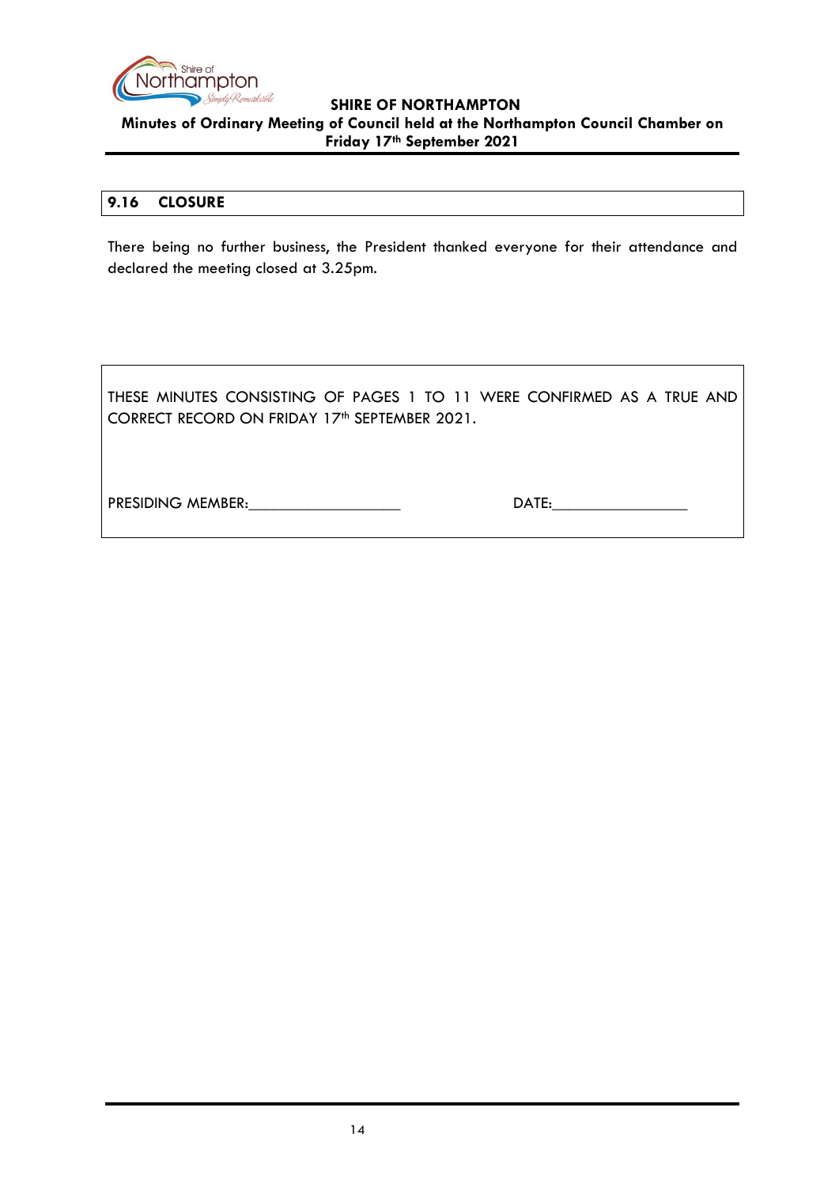## 9.16 CLOSURE

There being no further business, the President thanked everyone for their attendance and declared the meeting closed at 3.25pm.

THESE MINUTES CONSISTING OF PAGES 1 TO 11 WERE CONFIRMED AS A TRUE AND CORRECT RECORD ON FRIDAY 17th SEPTEMBER 2021.

PRESIDING MEMBER:___________________ DATE:_________________